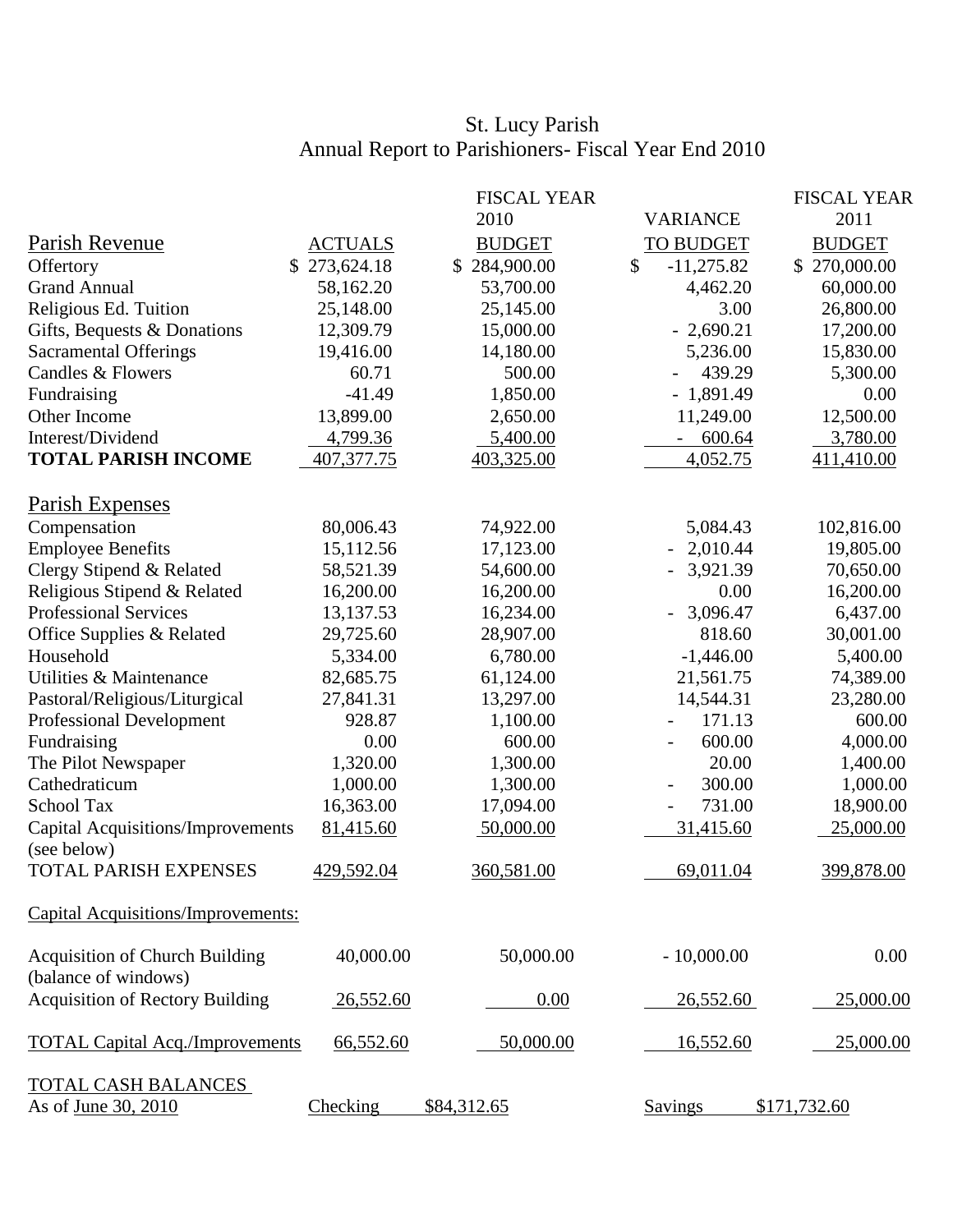# St. Lucy Parish
## Annual Report to Parishioners- Fiscal Year End 2010

| Parish Revenue | ACTUALS | FISCAL YEAR 2010 BUDGET | VARIANCE TO BUDGET | FISCAL YEAR 2011 BUDGET |
|---|---|---|---|---|
| Offertory | $ 273,624.18 | $ 284,900.00 | $ -11,275.82 | $ 270,000.00 |
| Grand Annual | 58,162.20 | 53,700.00 | 4,462.20 | 60,000.00 |
| Religious Ed. Tuition | 25,148.00 | 25,145.00 | 3.00 | 26,800.00 |
| Gifts, Bequests & Donations | 12,309.79 | 15,000.00 | - 2,690.21 | 17,200.00 |
| Sacramental Offerings | 19,416.00 | 14,180.00 | 5,236.00 | 15,830.00 |
| Candles & Flowers | 60.71 | 500.00 | - 439.29 | 5,300.00 |
| Fundraising | -41.49 | 1,850.00 | - 1,891.49 | 0.00 |
| Other Income | 13,899.00 | 2,650.00 | 11,249.00 | 12,500.00 |
| Interest/Dividend | 4,799.36 | 5,400.00 | - 600.64 | 3,780.00 |
| **TOTAL PARISH INCOME** | 407,377.75 | 403,325.00 | 4,052.75 | 411,410.00 |
| **Parish Expenses** | | | | |
| Compensation | 80,006.43 | 74,922.00 | 5,084.43 | 102,816.00 |
| Employee Benefits | 15,112.56 | 17,123.00 | - 2,010.44 | 19,805.00 |
| Clergy Stipend & Related | 58,521.39 | 54,600.00 | - 3,921.39 | 70,650.00 |
| Religious Stipend & Related | 16,200.00 | 16,200.00 | 0.00 | 16,200.00 |
| Professional Services | 13,137.53 | 16,234.00 | - 3,096.47 | 6,437.00 |
| Office Supplies & Related | 29,725.60 | 28,907.00 | 818.60 | 30,001.00 |
| Household | 5,334.00 | 6,780.00 | -1,446.00 | 5,400.00 |
| Utilities & Maintenance | 82,685.75 | 61,124.00 | 21,561.75 | 74,389.00 |
| Pastoral/Religious/Liturgical | 27,841.31 | 13,297.00 | 14,544.31 | 23,280.00 |
| Professional Development | 928.87 | 1,100.00 | - 171.13 | 600.00 |
| Fundraising | 0.00 | 600.00 | - 600.00 | 4,000.00 |
| The Pilot Newspaper | 1,320.00 | 1,300.00 | 20.00 | 1,400.00 |
| Cathedraticum | 1,000.00 | 1,300.00 | - 300.00 | 1,000.00 |
| School Tax | 16,363.00 | 17,094.00 | - 731.00 | 18,900.00 |
| Capital Acquisitions/Improvements (see below) | 81,415.60 | 50,000.00 | 31,415.60 | 25,000.00 |
| TOTAL PARISH EXPENSES | 429,592.04 | 360,581.00 | 69,011.04 | 399,878.00 |
| **Capital Acquisitions/Improvements:** | | | | |
| Acquisition of Church Building (balance of windows) | 40,000.00 | 50,000.00 | - 10,000.00 | 0.00 |
| Acquisition of Rectory Building | 26,552.60 | 0.00 | 26,552.60 | 25,000.00 |
| TOTAL Capital Acq./Improvements | 66,552.60 | 50,000.00 | 16,552.60 | 25,000.00 |

TOTAL CASH BALANCES
As of June 30, 2010 — Checking $84,312.65 — Savings $171,732.60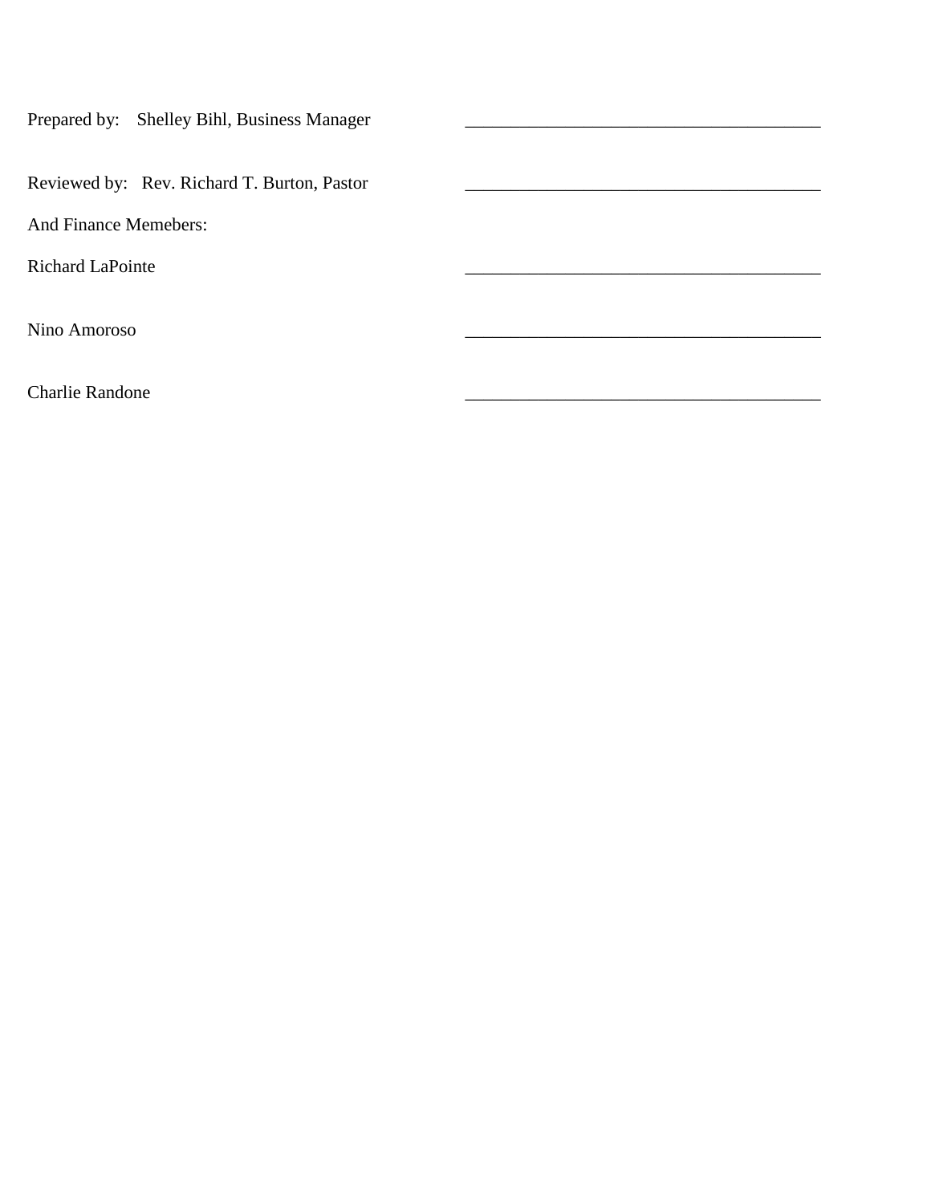Prepared by: Shelley Bihl, Business Manager ______________________________________

Reviewed by: Rev. Richard T. Burton, Pastor ______________________________________

And Finance Memebers:

Richard LaPointe ______________________________________

Nino Amoroso ______________________________________

Charlie Randone ______________________________________